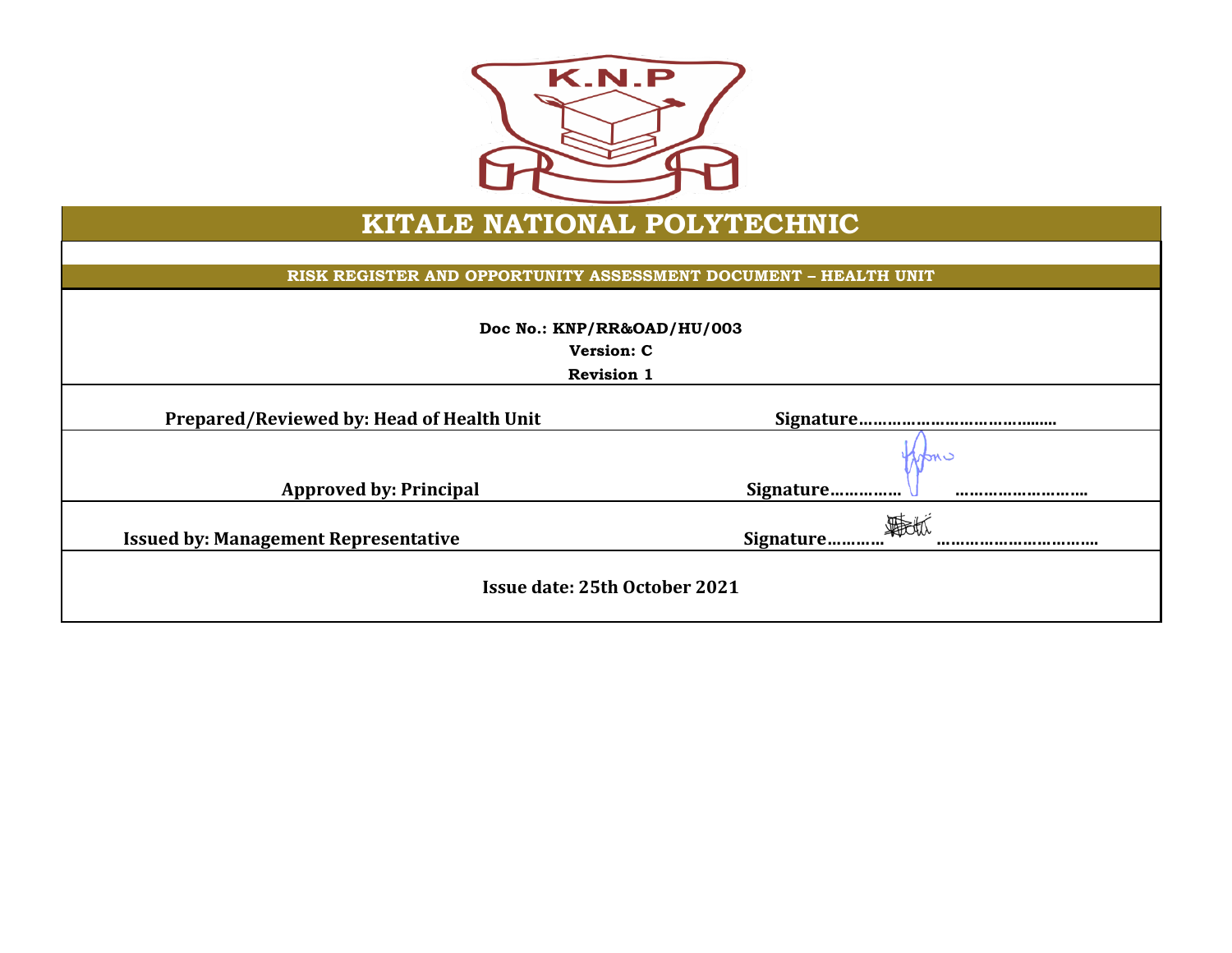K.N.P

# KITALE NATIONAL POLYTECHNIC

## RISK REGISTER AND OPPORTUNITY ASSESSMENT DOCUMENT – HEALTH UNIT

**Doc No.: KNP/RR&OAD/HU/003**

**Version: C**

**Revision 1**

| | |
|---|---|
| **Prepared/Reviewed by: Head of Health Unit** | **Signature……………………………...…** |
| **Approved by: Principal** | **Signature…………… ………………………** |
| **Issued by: Management Representative** | **Signature………… …………………………..** |

**Issue date: 25th October 2021**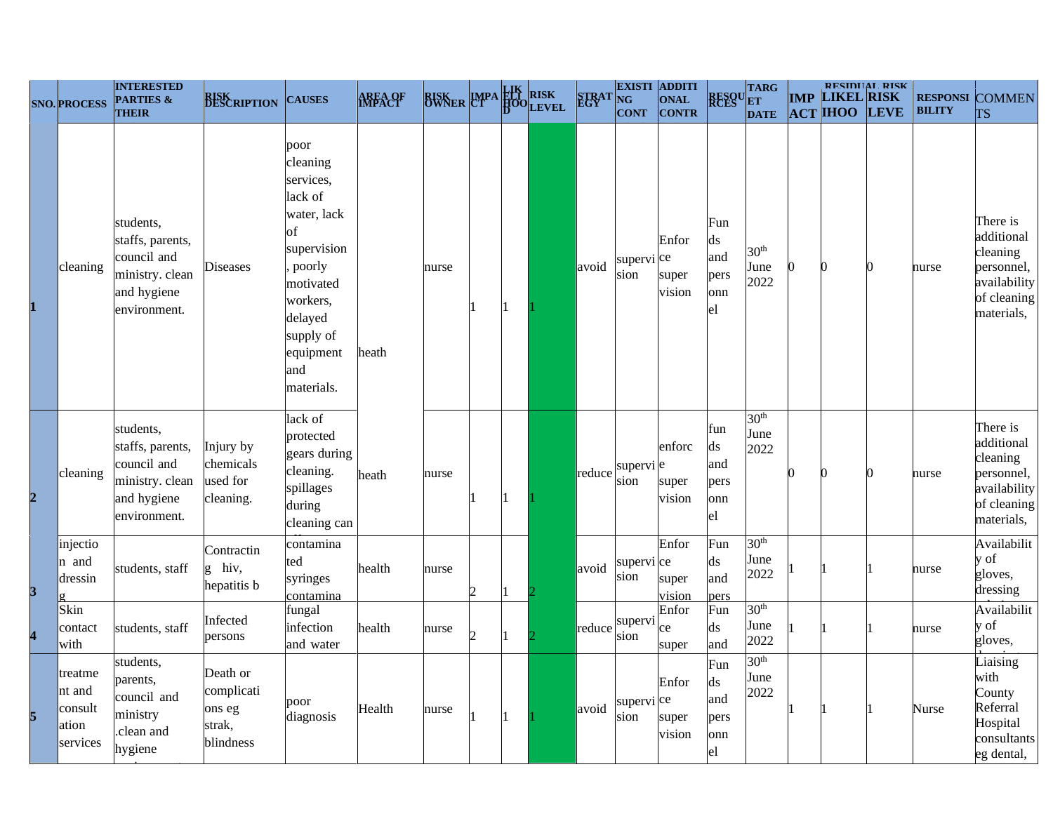| SNO. | PROCESS | INTERESTED PARTIES & THEIR | RISK DESCRIPTION | CAUSES | AREA OF IMPACT | RISK OWNER | IMPACT | LIKELIHOOD | RISK LEVEL | STRATEGY | EXISTING CONT | ADDITIONAL CONTR | RESOURCES | TARGET DATE | RESIDUAL RISK IMPACT | LIKELIHOO | RISK LEVE | RESPONSIBILITY | COMMENTS |
|---|---|---|---|---|---|---|---|---|---|---|---|---|---|---|---|---|---|---|---|
| 1 | cleaning | students, staffs, parents, council and ministry. clean and hygiene environment. | Diseases | poor cleaning services, lack of water, lack of supervision, poorly motivated workers, delayed supply of equipment and materials. | heath | nurse | 1 | 1 | 1 | avoid | supervision | Enforce supervision | Funds and personnel | 30th June 2022 | 0 | 0 | 0 | nurse | There is additional cleaning personnel, availability of cleaning materials, |
| 2 | cleaning | students, staffs, parents, council and ministry. clean and hygiene environment. | Injury by chemicals used for cleaning. | lack of protected gears during cleaning. spillages during cleaning can | heath | nurse | 1 | 1 | 1 | reduce | supervision | enforce supervision | funds and personnel | 30th June 2022 | 0 | 0 | 0 | nurse | There is additional cleaning personnel, availability of cleaning materials, |
| 3 | injection and dressing | students, staff | Contracting hiv, hepatitis b | contaminated syringes contamina | health | nurse | 2 | 1 | 2 | avoid | supervision | Enforce supervision | Funds and pers | 30th June 2022 | 1 | 1 | 1 | nurse | Availability of gloves, dressing |
| 4 | Skin contact with | students, staff | Infected persons | fungal infection and water | health | nurse | 2 | 1 | 2 | reduce | supervision | Enforce super | Funds and | 30th June 2022 | 1 | 1 | 1 | nurse | Availability of gloves, |
| 5 | treatment and consultation services | students, parents, council and ministry .clean and hygiene | Death or complications eg strak, blindness | poor diagnosis | Health | nurse | 1 | 1 | 1 | avoid | supervision | Enforce supervision | Funds and personnel | 30th June 2022 | 1 | 1 | 1 | Nurse | Liaising with County Referral Hospital consultants eg dental, |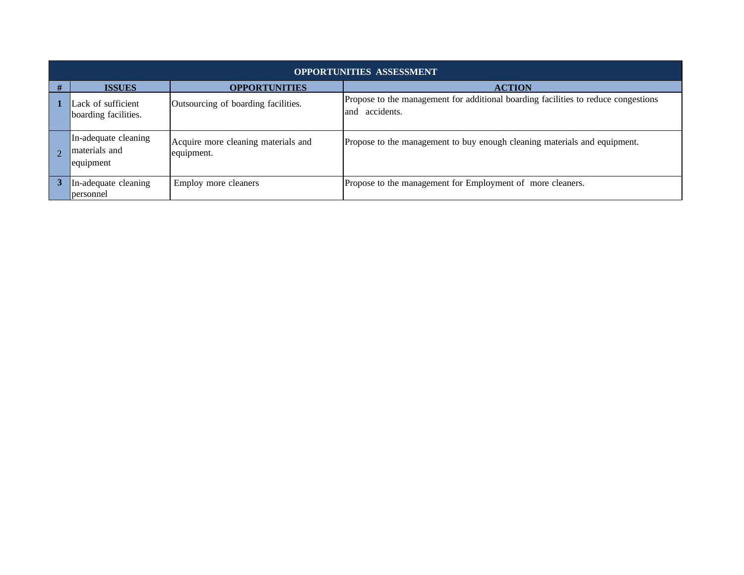| OPPORTUNITIES ASSESSMENT | | | |
|---|---|---|---|
| **#** | **ISSUES** | **OPPORTUNITIES** | **ACTION** |
| **1** | Lack of sufficient boarding facilities. | Outsourcing of boarding facilities. | Propose to the management for additional boarding facilities to reduce congestions and accidents. |
| 2 | In-adequate cleaning materials and equipment | Acquire more cleaning materials and equipment. | Propose to the management to buy enough cleaning materials and equipment. |
| **3** | In-adequate cleaning personnel | Employ more cleaners | Propose to the management for Employment of more cleaners. |